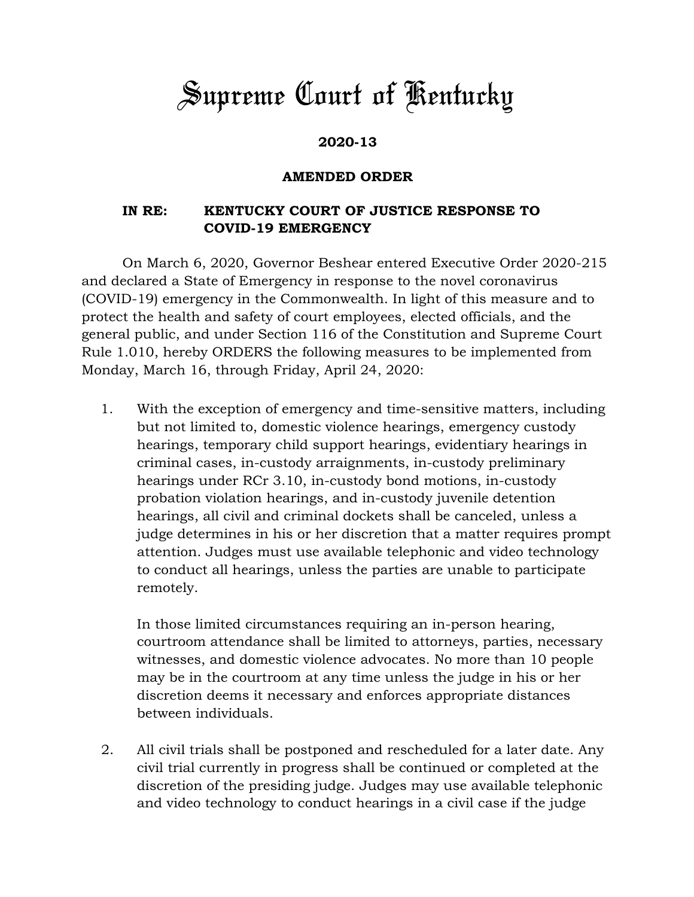# Supreme Court of Kentucky

**2020-13**

**AMENDED ORDER**

**IN RE: KENTUCKY COURT OF JUSTICE RESPONSE TO COVID-19 EMERGENCY**

On March 6, 2020, Governor Beshear entered Executive Order 2020-215 and declared a State of Emergency in response to the novel coronavirus (COVID-19) emergency in the Commonwealth. In light of this measure and to protect the health and safety of court employees, elected officials, and the general public, and under Section 116 of the Constitution and Supreme Court Rule 1.010, hereby ORDERS the following measures to be implemented from Monday, March 16, through Friday, April 24, 2020:

1. With the exception of emergency and time-sensitive matters, including but not limited to, domestic violence hearings, emergency custody hearings, temporary child support hearings, evidentiary hearings in criminal cases, in-custody arraignments, in-custody preliminary hearings under RCr 3.10, in-custody bond motions, in-custody probation violation hearings, and in-custody juvenile detention hearings, all civil and criminal dockets shall be canceled, unless a judge determines in his or her discretion that a matter requires prompt attention. Judges must use available telephonic and video technology to conduct all hearings, unless the parties are unable to participate remotely.

   In those limited circumstances requiring an in-person hearing, courtroom attendance shall be limited to attorneys, parties, necessary witnesses, and domestic violence advocates. No more than 10 people may be in the courtroom at any time unless the judge in his or her discretion deems it necessary and enforces appropriate distances between individuals.

2. All civil trials shall be postponed and rescheduled for a later date. Any civil trial currently in progress shall be continued or completed at the discretion of the presiding judge. Judges may use available telephonic and video technology to conduct hearings in a civil case if the judge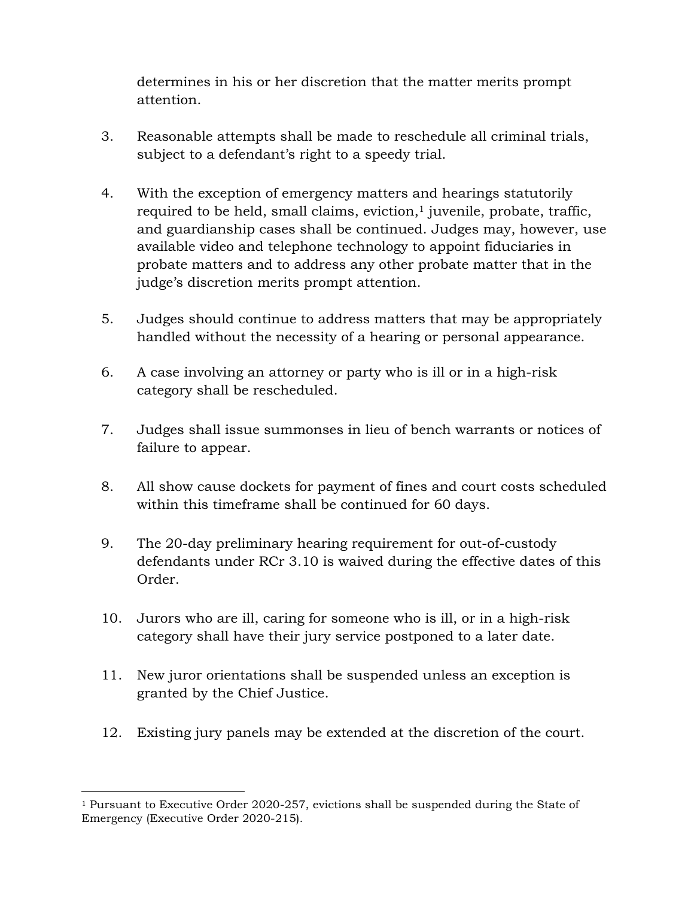determines in his or her discretion that the matter merits prompt attention.

3. Reasonable attempts shall be made to reschedule all criminal trials, subject to a defendant's right to a speedy trial.

4. With the exception of emergency matters and hearings statutorily required to be held, small claims, eviction,[1] juvenile, probate, traffic, and guardianship cases shall be continued. Judges may, however, use available video and telephone technology to appoint fiduciaries in probate matters and to address any other probate matter that in the judge's discretion merits prompt attention.

5. Judges should continue to address matters that may be appropriately handled without the necessity of a hearing or personal appearance.

6. A case involving an attorney or party who is ill or in a high-risk category shall be rescheduled.

7. Judges shall issue summonses in lieu of bench warrants or notices of failure to appear.

8. All show cause dockets for payment of fines and court costs scheduled within this timeframe shall be continued for 60 days.

9. The 20-day preliminary hearing requirement for out-of-custody defendants under RCr 3.10 is waived during the effective dates of this Order.

10. Jurors who are ill, caring for someone who is ill, or in a high-risk category shall have their jury service postponed to a later date.

11. New juror orientations shall be suspended unless an exception is granted by the Chief Justice.

12. Existing jury panels may be extended at the discretion of the court.

---

[1] Pursuant to Executive Order 2020-257, evictions shall be suspended during the State of Emergency (Executive Order 2020-215).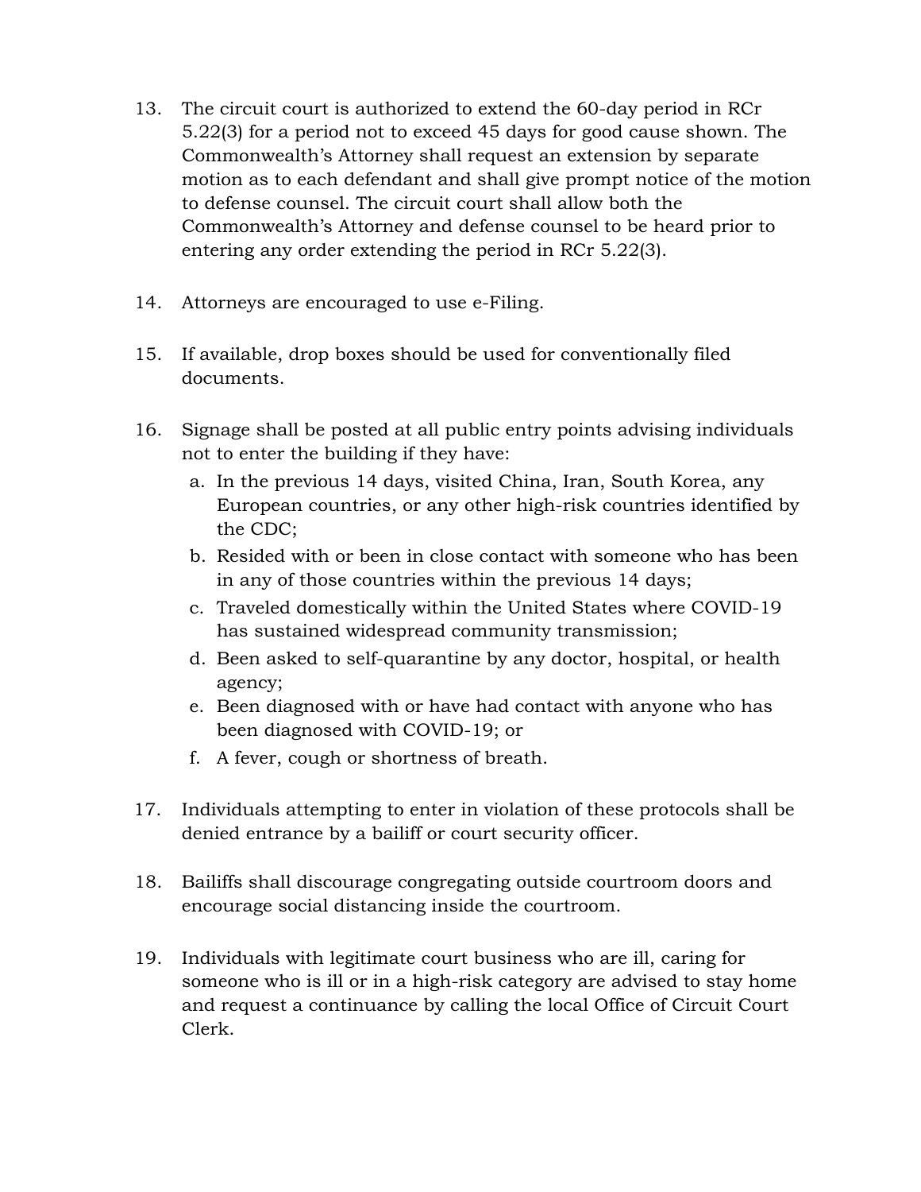13. The circuit court is authorized to extend the 60-day period in RCr 5.22(3) for a period not to exceed 45 days for good cause shown. The Commonwealth's Attorney shall request an extension by separate motion as to each defendant and shall give prompt notice of the motion to defense counsel. The circuit court shall allow both the Commonwealth's Attorney and defense counsel to be heard prior to entering any order extending the period in RCr 5.22(3).

14. Attorneys are encouraged to use e-Filing.

15. If available, drop boxes should be used for conventionally filed documents.

16. Signage shall be posted at all public entry points advising individuals not to enter the building if they have:
    a. In the previous 14 days, visited China, Iran, South Korea, any European countries, or any other high-risk countries identified by the CDC;
    b. Resided with or been in close contact with someone who has been in any of those countries within the previous 14 days;
    c. Traveled domestically within the United States where COVID-19 has sustained widespread community transmission;
    d. Been asked to self-quarantine by any doctor, hospital, or health agency;
    e. Been diagnosed with or have had contact with anyone who has been diagnosed with COVID-19; or
    f. A fever, cough or shortness of breath.

17. Individuals attempting to enter in violation of these protocols shall be denied entrance by a bailiff or court security officer.

18. Bailiffs shall discourage congregating outside courtroom doors and encourage social distancing inside the courtroom.

19. Individuals with legitimate court business who are ill, caring for someone who is ill or in a high-risk category are advised to stay home and request a continuance by calling the local Office of Circuit Court Clerk.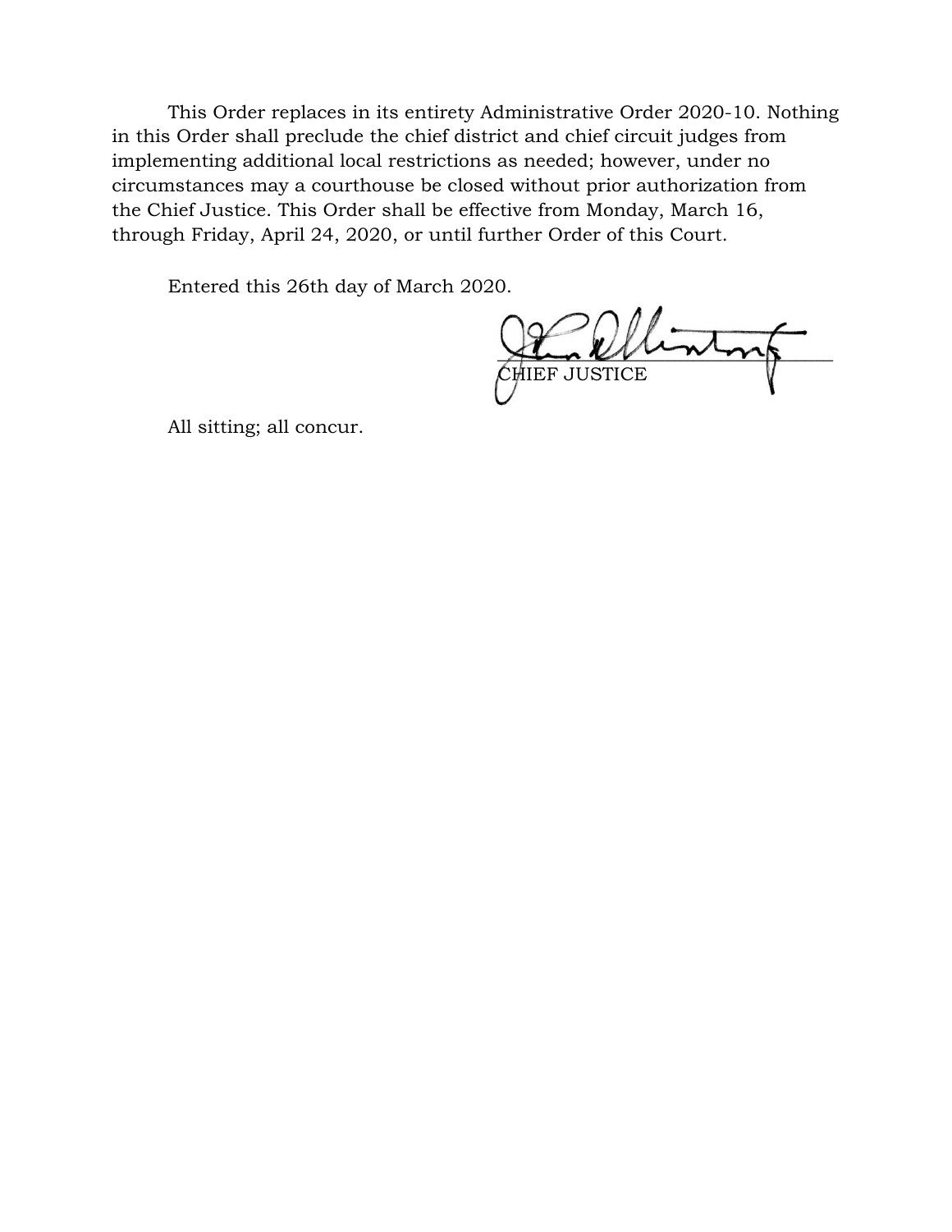This Order replaces in its entirety Administrative Order 2020-10. Nothing in this Order shall preclude the chief district and chief circuit judges from implementing additional local restrictions as needed; however, under no circumstances may a courthouse be closed without prior authorization from the Chief Justice. This Order shall be effective from Monday, March 16, through Friday, April 24, 2020, or until further Order of this Court.

Entered this 26th day of March 2020.

CHIEF JUSTICE

All sitting; all concur.